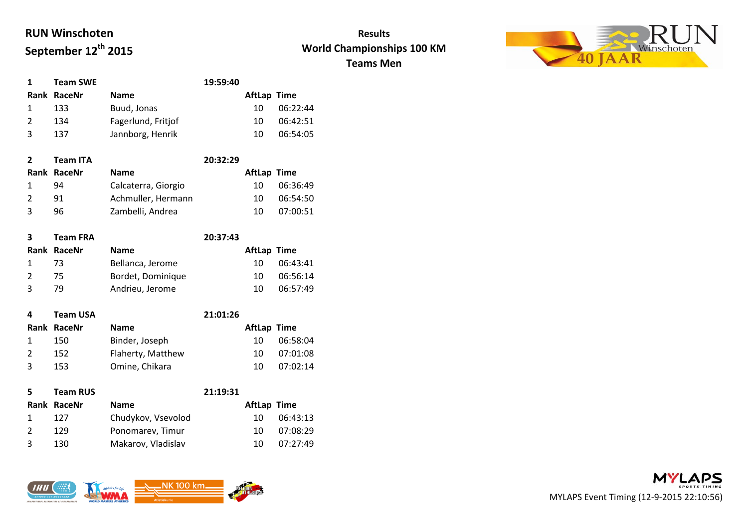**RUN Winschoten**

**September 12th 2015**

**Results**

**World Championships 100 KM**

**Teams Men**

**1 Team SWE — 19:59:40**

| Rank | RaceNr | Name | AftLap | Time |
|---|---|---|---|---|
| 1 | 133 | Buud, Jonas | 10 | 06:22:44 |
| 2 | 134 | Fagerlund, Fritjof | 10 | 06:42:51 |
| 3 | 137 | Jannborg, Henrik | 10 | 06:54:05 |

**2 Team ITA — 20:32:29**

| Rank | RaceNr | Name | AftLap | Time |
|---|---|---|---|---|
| 1 | 94 | Calcaterra, Giorgio | 10 | 06:36:49 |
| 2 | 91 | Achmuller, Hermann | 10 | 06:54:50 |
| 3 | 96 | Zambelli, Andrea | 10 | 07:00:51 |

**3 Team FRA — 20:37:43**

| Rank | RaceNr | Name | AftLap | Time |
|---|---|---|---|---|
| 1 | 73 | Bellanca, Jerome | 10 | 06:43:41 |
| 2 | 75 | Bordet, Dominique | 10 | 06:56:14 |
| 3 | 79 | Andrieu, Jerome | 10 | 06:57:49 |

**4 Team USA — 21:01:26**

| Rank | RaceNr | Name | AftLap | Time |
|---|---|---|---|---|
| 1 | 150 | Binder, Joseph | 10 | 06:58:04 |
| 2 | 152 | Flaherty, Matthew | 10 | 07:01:08 |
| 3 | 153 | Omine, Chikara | 10 | 07:02:14 |

**5 Team RUS — 21:19:31**

| Rank | RaceNr | Name | AftLap | Time |
|---|---|---|---|---|
| 1 | 127 | Chudykov, Vsevolod | 10 | 06:43:13 |
| 2 | 129 | Ponomarev, Timur | 10 | 07:08:29 |
| 3 | 130 | Makarov, Vladislav | 10 | 07:27:49 |

MYLAPS Event Timing (12-9-2015 22:10:56)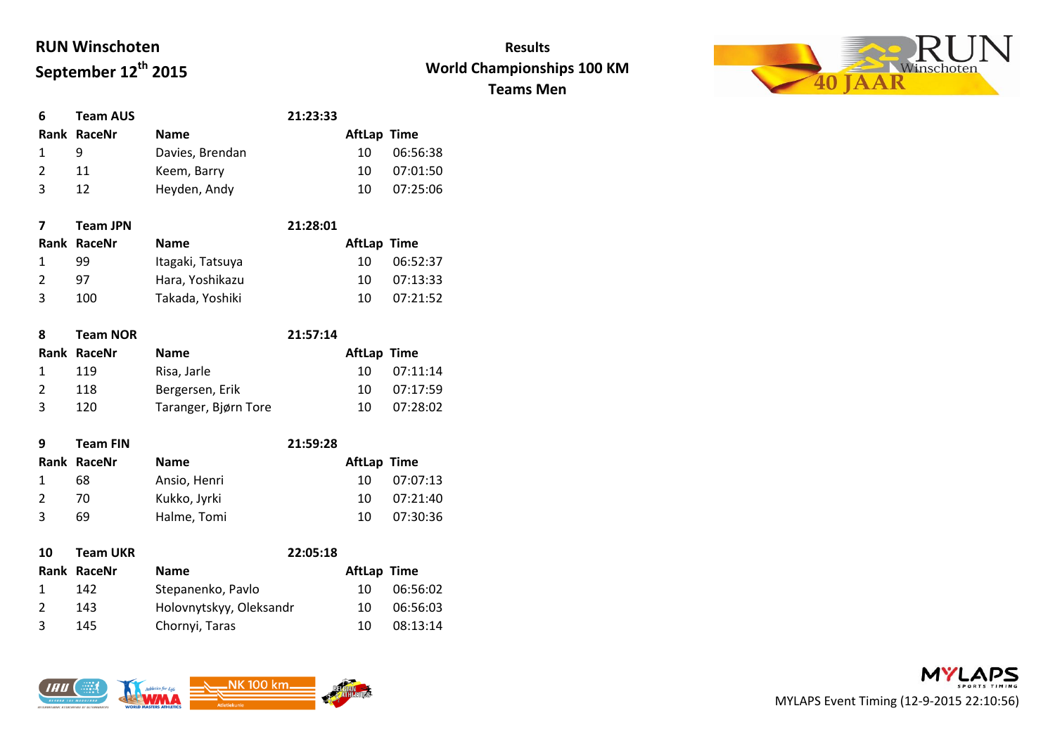**RUN Winschoten**
**September 12th 2015**

**Results**
**World Championships 100 KM**
**Teams Men**

| 6 | Team AUS | | 21:23:33 | |
|---|---|---|---|---|
| Rank | RaceNr | Name | AftLap | Time |
| 1 | 9 | Davies, Brendan | 10 | 06:56:38 |
| 2 | 11 | Keem, Barry | 10 | 07:01:50 |
| 3 | 12 | Heyden, Andy | 10 | 07:25:06 |

| 7 | Team JPN | | 21:28:01 | |
|---|---|---|---|---|
| Rank | RaceNr | Name | AftLap | Time |
| 1 | 99 | Itagaki, Tatsuya | 10 | 06:52:37 |
| 2 | 97 | Hara, Yoshikazu | 10 | 07:13:33 |
| 3 | 100 | Takada, Yoshiki | 10 | 07:21:52 |

| 8 | Team NOR | | 21:57:14 | |
|---|---|---|---|---|
| Rank | RaceNr | Name | AftLap | Time |
| 1 | 119 | Risa, Jarle | 10 | 07:11:14 |
| 2 | 118 | Bergersen, Erik | 10 | 07:17:59 |
| 3 | 120 | Taranger, Bjørn Tore | 10 | 07:28:02 |

| 9 | Team FIN | | 21:59:28 | |
|---|---|---|---|---|
| Rank | RaceNr | Name | AftLap | Time |
| 1 | 68 | Ansio, Henri | 10 | 07:07:13 |
| 2 | 70 | Kukko, Jyrki | 10 | 07:21:40 |
| 3 | 69 | Halme, Tomi | 10 | 07:30:36 |

| 10 | Team UKR | | 22:05:18 | |
|---|---|---|---|---|
| Rank | RaceNr | Name | AftLap | Time |
| 1 | 142 | Stepanenko, Pavlo | 10 | 06:56:02 |
| 2 | 143 | Holovnytskyy, Oleksandr | 10 | 06:56:03 |
| 3 | 145 | Chornyi, Taras | 10 | 08:13:14 |

MYLAPS Event Timing (12-9-2015 22:10:56)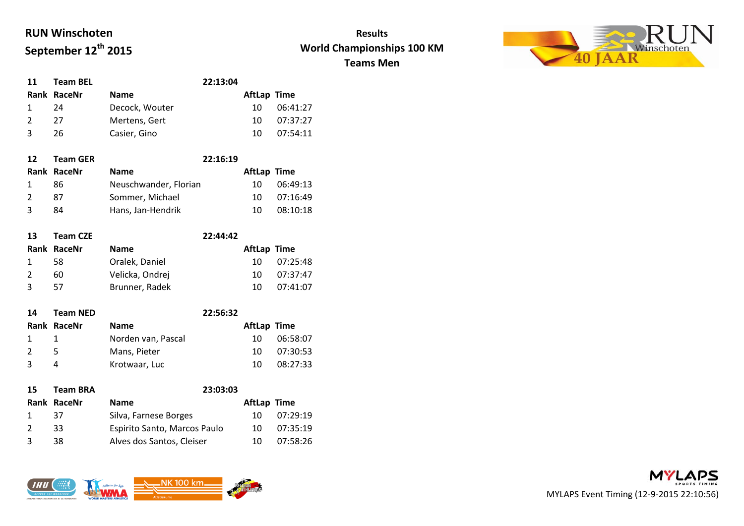**RUN Winschoten**
**September 12th 2015**

**Results**
**World Championships 100 KM**
**Teams Men**

| 11 | Team BEL | | 22:13:04 | |
|---|---|---|---|---|
| **Rank** | **RaceNr** | **Name** | **AftLap** | **Time** |
| 1 | 24 | Decock, Wouter | 10 | 06:41:27 |
| 2 | 27 | Mertens, Gert | 10 | 07:37:27 |
| 3 | 26 | Casier, Gino | 10 | 07:54:11 |

| 12 | Team GER | | 22:16:19 | |
|---|---|---|---|---|
| **Rank** | **RaceNr** | **Name** | **AftLap** | **Time** |
| 1 | 86 | Neuschwander, Florian | 10 | 06:49:13 |
| 2 | 87 | Sommer, Michael | 10 | 07:16:49 |
| 3 | 84 | Hans, Jan-Hendrik | 10 | 08:10:18 |

| 13 | Team CZE | | 22:44:42 | |
|---|---|---|---|---|
| **Rank** | **RaceNr** | **Name** | **AftLap** | **Time** |
| 1 | 58 | Oralek, Daniel | 10 | 07:25:48 |
| 2 | 60 | Velicka, Ondrej | 10 | 07:37:47 |
| 3 | 57 | Brunner, Radek | 10 | 07:41:07 |

| 14 | Team NED | | 22:56:32 | |
|---|---|---|---|---|
| **Rank** | **RaceNr** | **Name** | **AftLap** | **Time** |
| 1 | 1 | Norden van, Pascal | 10 | 06:58:07 |
| 2 | 5 | Mans, Pieter | 10 | 07:30:53 |
| 3 | 4 | Krotwaar, Luc | 10 | 08:27:33 |

| 15 | Team BRA | | 23:03:03 | |
|---|---|---|---|---|
| **Rank** | **RaceNr** | **Name** | **AftLap** | **Time** |
| 1 | 37 | Silva, Farnese Borges | 10 | 07:29:19 |
| 2 | 33 | Espirito Santo, Marcos Paulo | 10 | 07:35:19 |
| 3 | 38 | Alves dos Santos, Cleiser | 10 | 07:58:26 |

MYLAPS Event Timing (12-9-2015 22:10:56)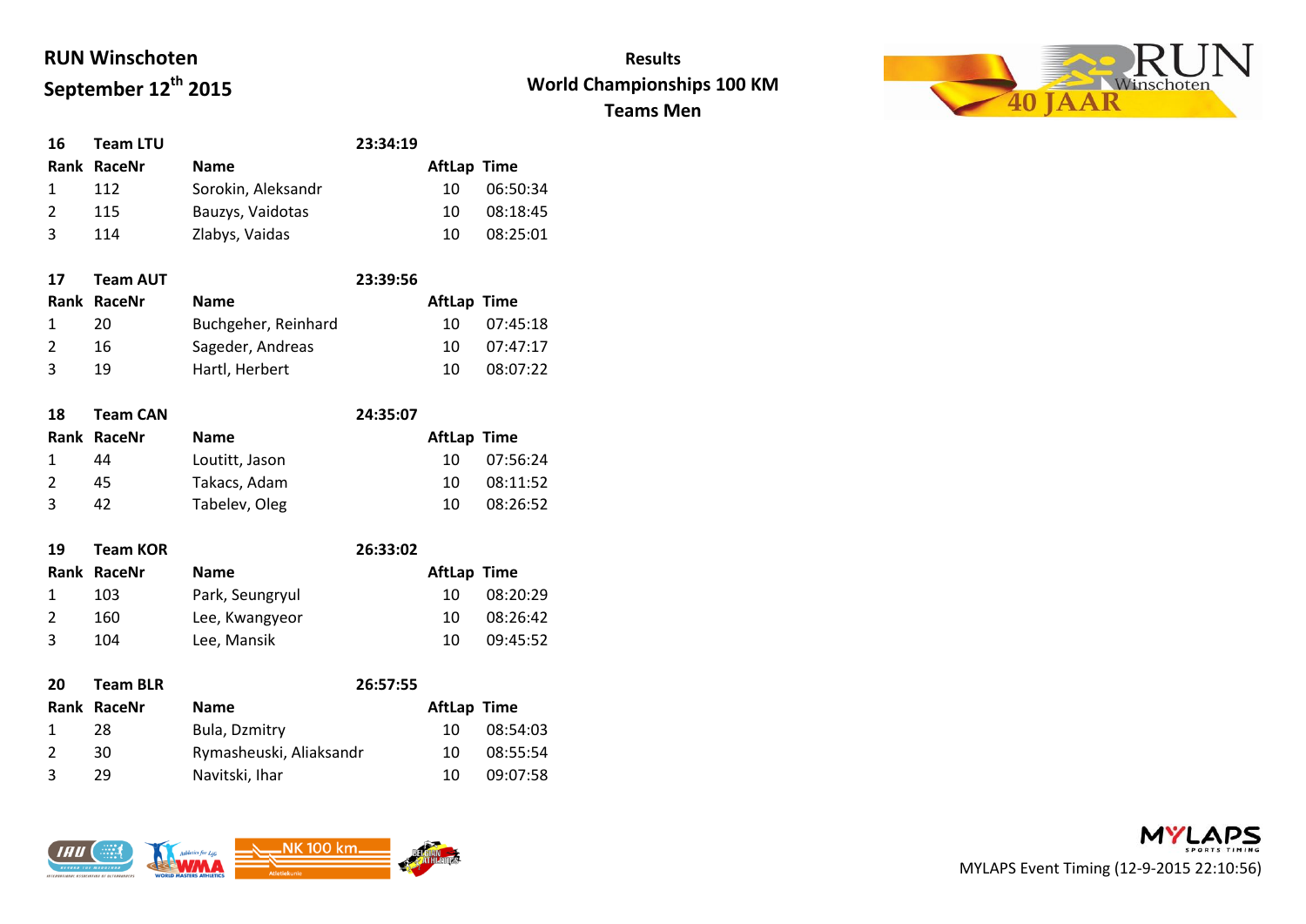**RUN Winschoten**
**September 12th 2015**

**Results**
**World Championships 100 KM**
**Teams Men**

| 16 | Team LTU | | 23:34:19 | |
|---|---|---|---|---|
| **Rank** | **RaceNr** | **Name** | **AftLap** | **Time** |
| 1 | 112 | Sorokin, Aleksandr | 10 | 06:50:34 |
| 2 | 115 | Bauzys, Vaidotas | 10 | 08:18:45 |
| 3 | 114 | Zlabys, Vaidas | 10 | 08:25:01 |

| 17 | Team AUT | | 23:39:56 | |
|---|---|---|---|---|
| **Rank** | **RaceNr** | **Name** | **AftLap** | **Time** |
| 1 | 20 | Buchgeher, Reinhard | 10 | 07:45:18 |
| 2 | 16 | Sageder, Andreas | 10 | 07:47:17 |
| 3 | 19 | Hartl, Herbert | 10 | 08:07:22 |

| 18 | Team CAN | | 24:35:07 | |
|---|---|---|---|---|
| **Rank** | **RaceNr** | **Name** | **AftLap** | **Time** |
| 1 | 44 | Loutitt, Jason | 10 | 07:56:24 |
| 2 | 45 | Takacs, Adam | 10 | 08:11:52 |
| 3 | 42 | Tabelev, Oleg | 10 | 08:26:52 |

| 19 | Team KOR | | 26:33:02 | |
|---|---|---|---|---|
| **Rank** | **RaceNr** | **Name** | **AftLap** | **Time** |
| 1 | 103 | Park, Seungryul | 10 | 08:20:29 |
| 2 | 160 | Lee, Kwangyeor | 10 | 08:26:42 |
| 3 | 104 | Lee, Mansik | 10 | 09:45:52 |

| 20 | Team BLR | | 26:57:55 | |
|---|---|---|---|---|
| **Rank** | **RaceNr** | **Name** | **AftLap** | **Time** |
| 1 | 28 | Bula, Dzmitry | 10 | 08:54:03 |
| 2 | 30 | Rymasheuski, Aliaksandr | 10 | 08:55:54 |
| 3 | 29 | Navitski, Ihar | 10 | 09:07:58 |

MYLAPS Event Timing (12-9-2015 22:10:56)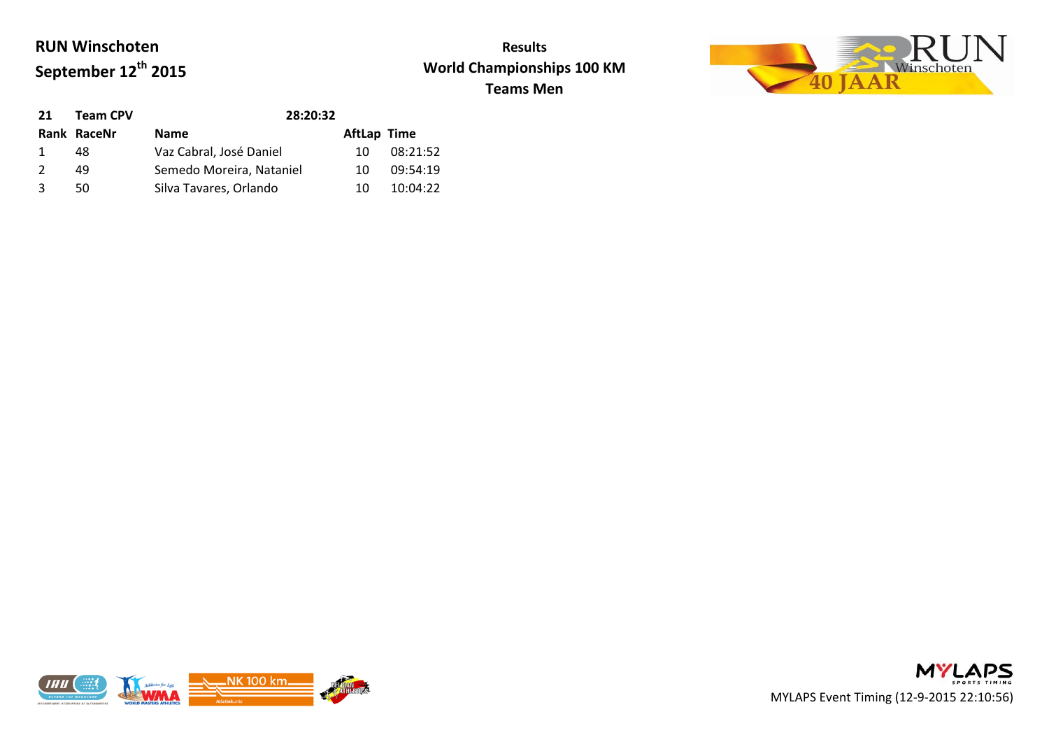**RUN Winschoten**

**September 12th 2015**

**Results**

**World Championships 100 KM**

**Teams Men**

| **21** | **Team CPV** | | **28:20:32** | |
|---|---|---|---|---|
| **Rank** | **RaceNr** | **Name** | **AftLap** | **Time** |
| 1 | 48 | Vaz Cabral, José Daniel | 10 | 08:21:52 |
| 2 | 49 | Semedo Moreira, Nataniel | 10 | 09:54:19 |
| 3 | 50 | Silva Tavares, Orlando | 10 | 10:04:22 |

MYLAPS Event Timing (12-9-2015 22:10:56)